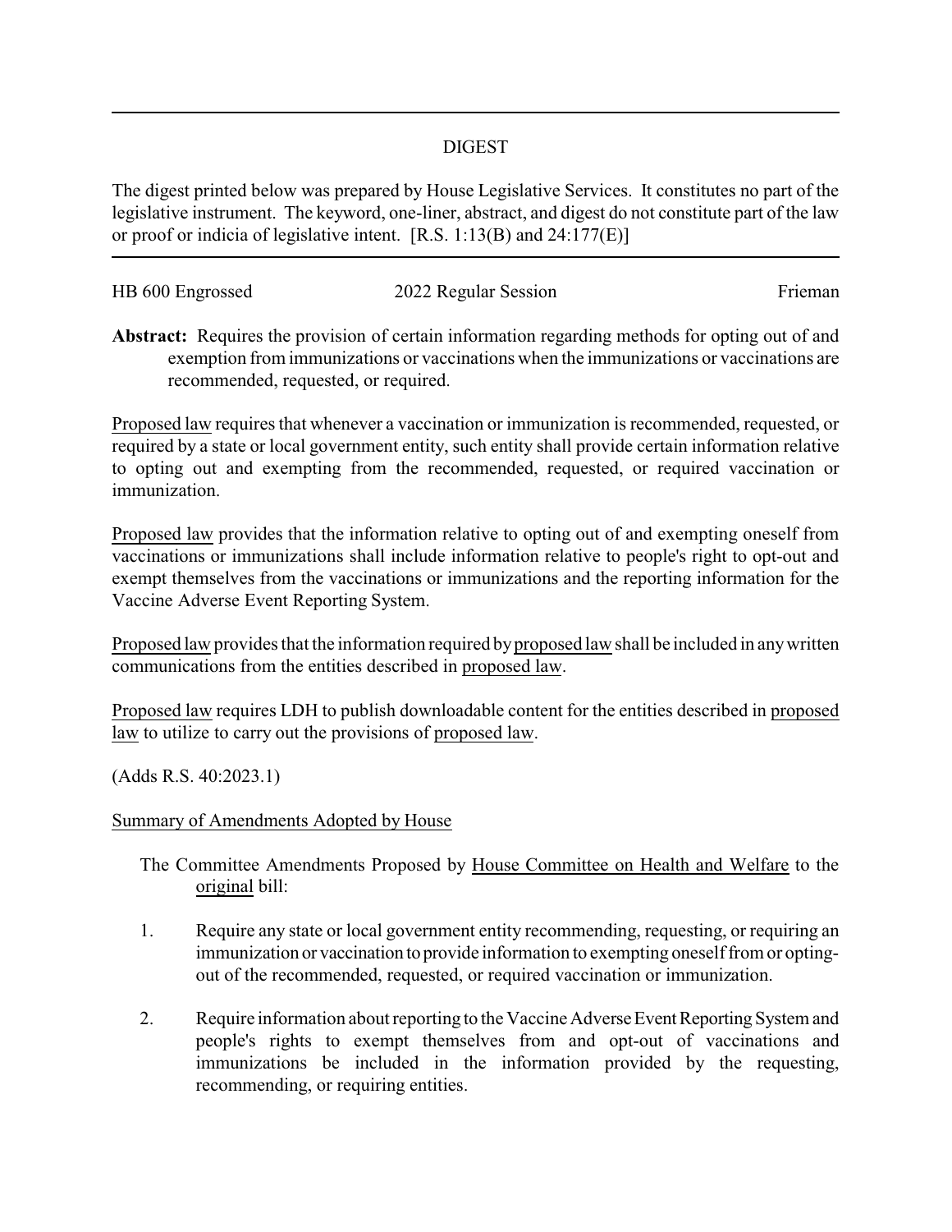## DIGEST

The digest printed below was prepared by House Legislative Services. It constitutes no part of the legislative instrument. The keyword, one-liner, abstract, and digest do not constitute part of the law or proof or indicia of legislative intent. [R.S. 1:13(B) and 24:177(E)]

HB 600 Engrossed — 2022 Regular Session — Frieman

**Abstract:** Requires the provision of certain information regarding methods for opting out of and exemption from immunizations or vaccinations when the immunizations or vaccinations are recommended, requested, or required.

Proposed law requires that whenever a vaccination or immunization is recommended, requested, or required by a state or local government entity, such entity shall provide certain information relative to opting out and exempting from the recommended, requested, or required vaccination or immunization.

Proposed law provides that the information relative to opting out of and exempting oneself from vaccinations or immunizations shall include information relative to people's right to opt-out and exempt themselves from the vaccinations or immunizations and the reporting information for the Vaccine Adverse Event Reporting System.

Proposed law provides that the information required by proposed law shall be included in any written communications from the entities described in proposed law.

Proposed law requires LDH to publish downloadable content for the entities described in proposed law to utilize to carry out the provisions of proposed law.

(Adds R.S. 40:2023.1)

Summary of Amendments Adopted by House

The Committee Amendments Proposed by House Committee on Health and Welfare to the original bill:

1. Require any state or local government entity recommending, requesting, or requiring an immunization or vaccination to provide information to exempting oneself from or opting-out of the recommended, requested, or required vaccination or immunization.

2. Require information about reporting to the Vaccine Adverse Event Reporting System and people's rights to exempt themselves from and opt-out of vaccinations and immunizations be included in the information provided by the requesting, recommending, or requiring entities.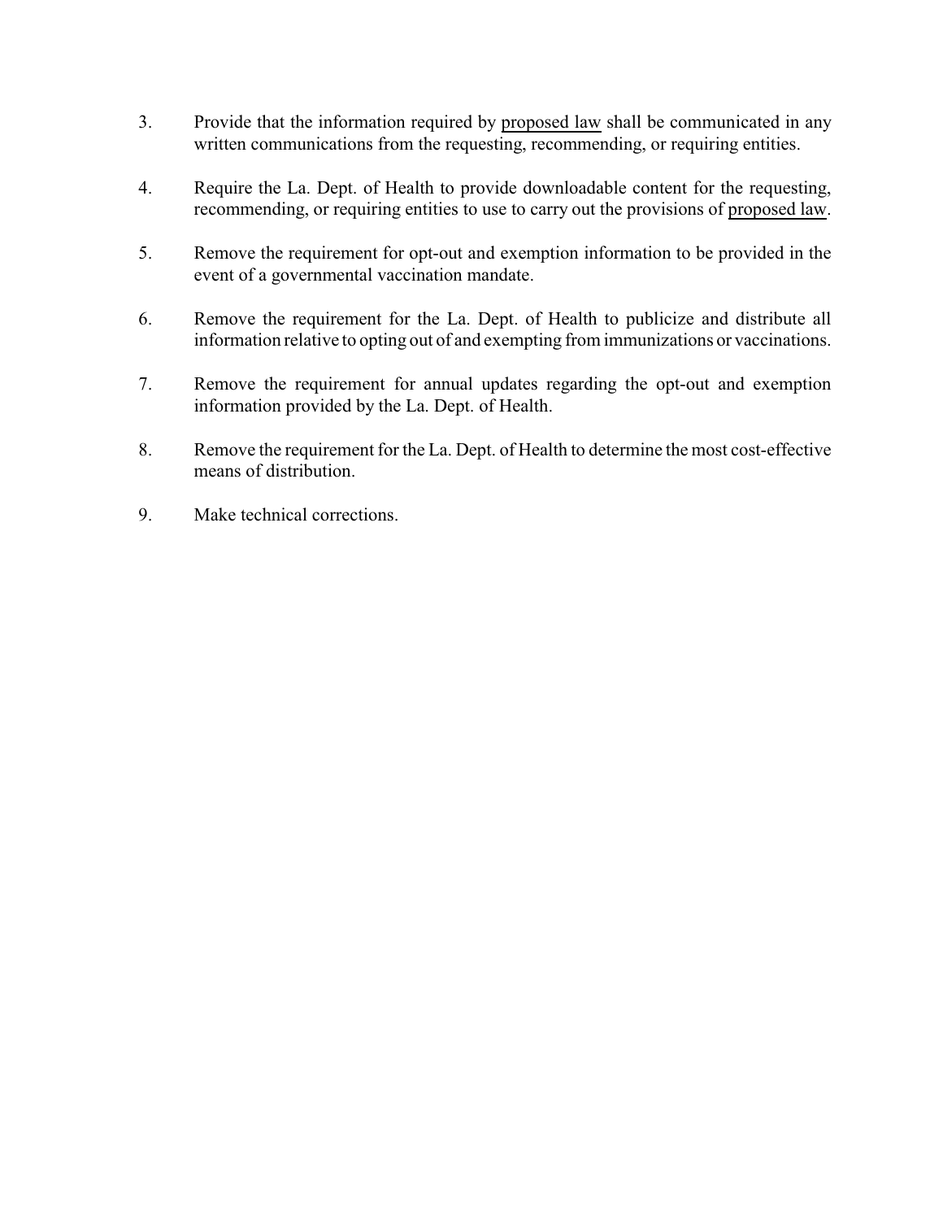3. Provide that the information required by proposed law shall be communicated in any written communications from the requesting, recommending, or requiring entities.

4. Require the La. Dept. of Health to provide downloadable content for the requesting, recommending, or requiring entities to use to carry out the provisions of proposed law.

5. Remove the requirement for opt-out and exemption information to be provided in the event of a governmental vaccination mandate.

6. Remove the requirement for the La. Dept. of Health to publicize and distribute all information relative to opting out of and exempting from immunizations or vaccinations.

7. Remove the requirement for annual updates regarding the opt-out and exemption information provided by the La. Dept. of Health.

8. Remove the requirement for the La. Dept. of Health to determine the most cost-effective means of distribution.

9. Make technical corrections.